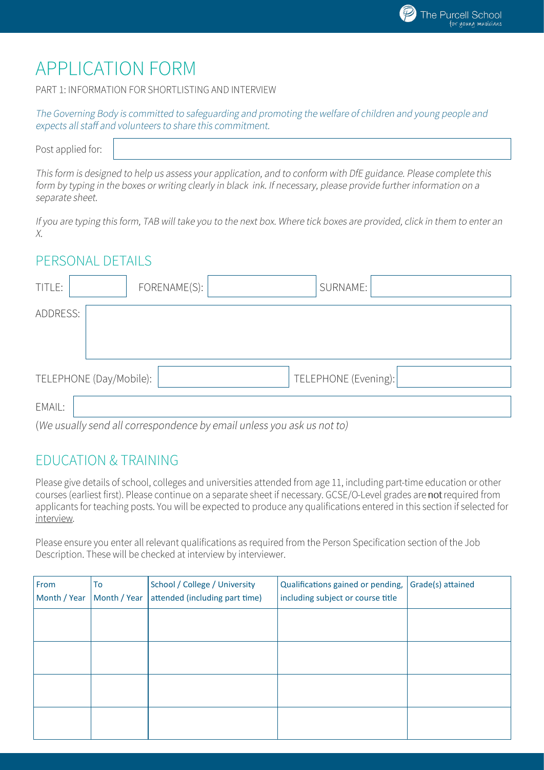# APPLICATION FORM

PART 1: INFORMATION FOR SHORTLISTING AND INTERVIEW

*The Governing Body is committed to safeguarding and promoting the welfare of children and young people and expects all staff and volunteers to share this commitment.*

Post applied for:

*This form is designed to help us assess your application, and to conform with DfE guidance. Please complete this form by typing in the boxes or writing clearly in black ink. If necessary, please provide further information on a separate sheet.*

*If you are typing this form, TAB will take you to the next box. Where tick boxes are provided, click in them to enter an X.*

## PERSONAL DETAILS

TITLE: FORENAME(S): SURNAME:

ADDRESS:

TELEPHONE (Day/Mobile): TELEPHONE (Evening):

EMAIL:

(*We usually send all correspondence by email unless you ask us not to)*

## EDUCATION & TRAINING

Please give details of school, colleges and universities attended from age 11, including part-time education or other courses (earliest first). Please continue on a separate sheet if necessary. GCSE/O-Level grades are **not** required from applicants for teaching posts. You will be expected to produce any qualifications entered in this section if selected for interview.

Please ensure you enter all relevant qualifications as required from the Person Specification section of the Job Description. These will be checked at interview by interviewer.

| From Month / Year | To Month / Year | School / College / University attended (including part time) | Qualifications gained or pending, including subject or course title | Grade(s) attained |
|---|---|---|---|---|
| | | | | |
| | | | | |
| | | | | |
| | | | | |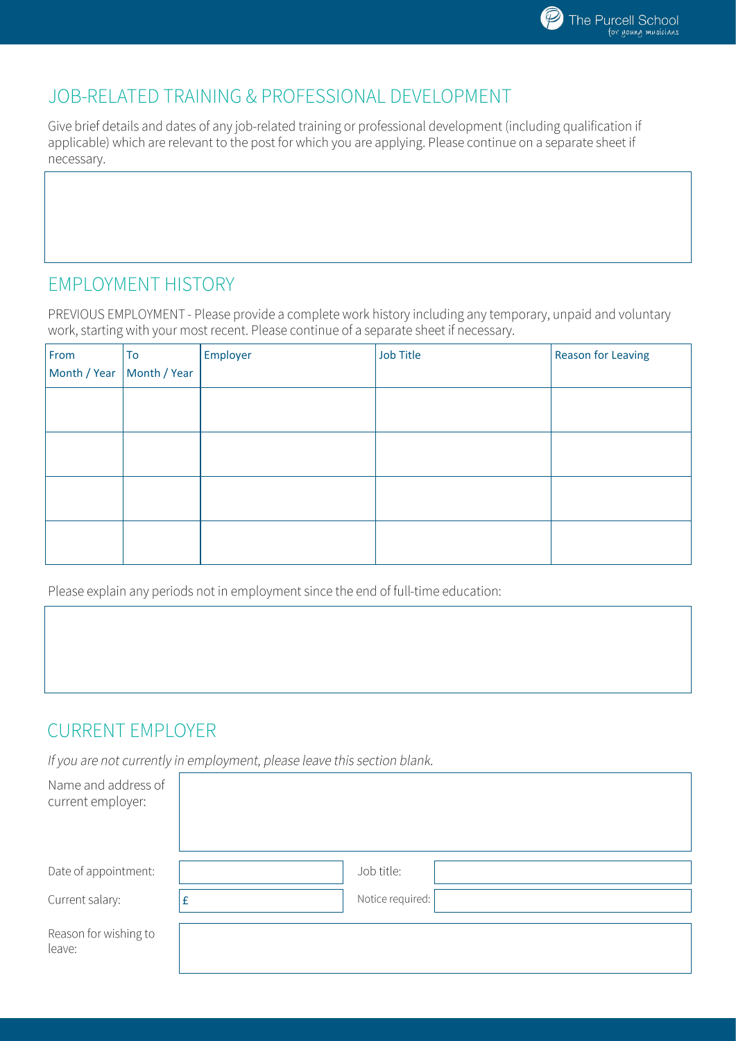## JOB-RELATED TRAINING & PROFESSIONAL DEVELOPMENT

Give brief details and dates of any job-related training or professional development (including qualification if applicable) which are relevant to the post for which you are applying. Please continue on a separate sheet if necessary.

## EMPLOYMENT HISTORY

PREVIOUS EMPLOYMENT - Please provide a complete work history including any temporary, unpaid and voluntary work, starting with your most recent. Please continue of a separate sheet if necessary.

| From Month / Year | To Month / Year | Employer | Job Title | Reason for Leaving |
|---|---|---|---|---|
| | | | | |
| | | | | |
| | | | | |
| | | | | |

Please explain any periods not in employment since the end of full-time education:

## CURRENT EMPLOYER

*If you are not currently in employment, please leave this section blank.*

Name and address of current employer:

| | | | |
|---|---|---|---|
| Date of appointment: | | Job title: | |
| Current salary: | £ | Notice required: | |

Reason for wishing to leave: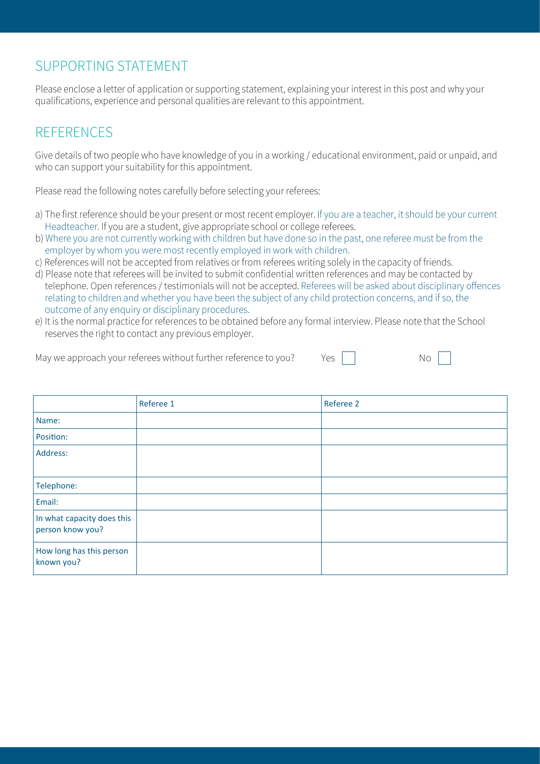## SUPPORTING STATEMENT

Please enclose a letter of application or supporting statement, explaining your interest in this post and why your qualifications, experience and personal qualities are relevant to this appointment.

## REFERENCES

Give details of two people who have knowledge of you in a working / educational environment, paid or unpaid, and who can support your suitability for this appointment.

Please read the following notes carefully before selecting your referees:

a) The first reference should be your present or most recent employer. If you are a teacher, it should be your current Headteacher. If you are a student, give appropriate school or college referees.
b) Where you are not currently working with children but have done so in the past, one referee must be from the employer by whom you were most recently employed in work with children.
c) References will not be accepted from relatives or from referees writing solely in the capacity of friends.
d) Please note that referees will be invited to submit confidential written references and may be contacted by telephone. Open references / testimonials will not be accepted. Referees will be asked about disciplinary offences relating to children and whether you have been the subject of any child protection concerns, and if so, the outcome of any enquiry or disciplinary procedures.
e) It is the normal practice for references to be obtained before any formal interview. Please note that the School reserves the right to contact any previous employer.

May we approach your referees without further reference to you? Yes ☐ No ☐

| | Referee 1 | Referee 2 |
|---|---|---|
| Name: | | |
| Position: | | |
| Address: | | |
| Telephone: | | |
| Email: | | |
| In what capacity does this person know you? | | |
| How long has this person known you? | | |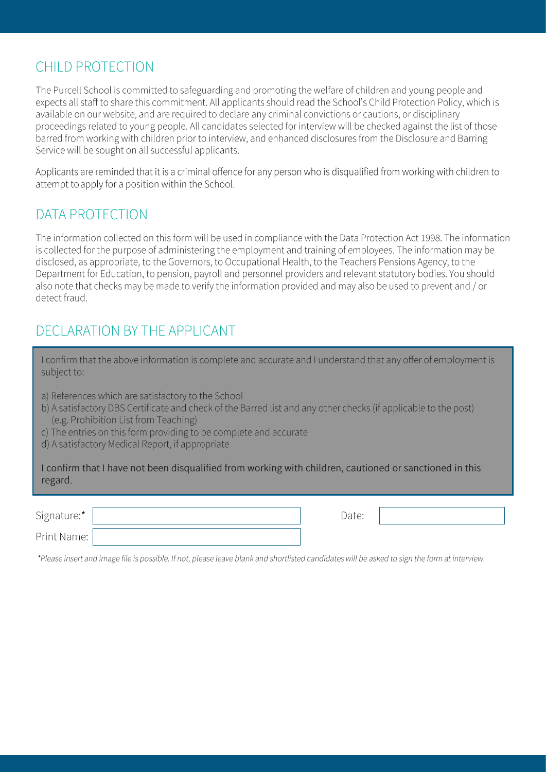## CHILD PROTECTION

The Purcell School is committed to safeguarding and promoting the welfare of children and young people and expects all staff to share this commitment. All applicants should read the School's Child Protection Policy, which is available on our website, and are required to declare any criminal convictions or cautions, or disciplinary proceedings related to young people. All candidates selected for interview will be checked against the list of those barred from working with children prior to interview, and enhanced disclosures from the Disclosure and Barring Service will be sought on all successful applicants.

Applicants are reminded that it is a criminal offence for any person who is disqualified from working with children to attempt to apply for a position within the School.

## DATA PROTECTION

The information collected on this form will be used in compliance with the Data Protection Act 1998. The information is collected for the purpose of administering the employment and training of employees. The information may be disclosed, as appropriate, to the Governors, to Occupational Health, to the Teachers Pensions Agency, to the Department for Education, to pension, payroll and personnel providers and relevant statutory bodies. You should also note that checks may be made to verify the information provided and may also be used to prevent and / or detect fraud.

## DECLARATION BY THE APPLICANT

I confirm that the above information is complete and accurate and I understand that any offer of employment is subject to:

a) References which are satisfactory to the School
b) A satisfactory DBS Certificate and check of the Barred list and any other checks (if applicable to the post) (e.g. Prohibition List from Teaching)
c) The entries on this form providing to be complete and accurate
d) A satisfactory Medical Report, if appropriate

I confirm that I have not been disqualified from working with children, cautioned or sanctioned in this regard.

| Signature:* | | Date: | |
|---|---|---|---|
| Print Name: | | | |

*Please insert and image file is possible. If not, please leave blank and shortlisted candidates will be asked to sign the form at interview.*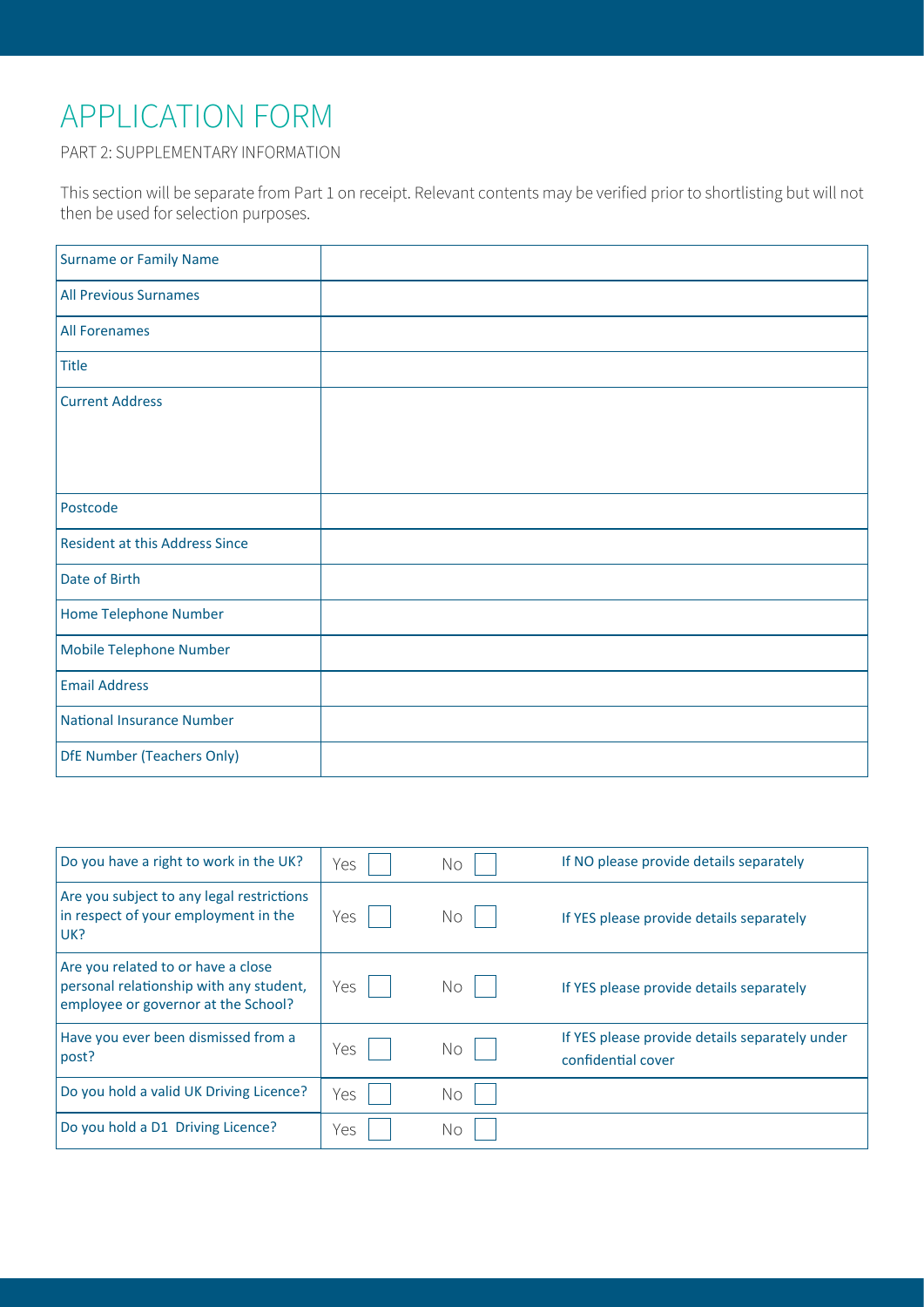# APPLICATION FORM

PART 2: SUPPLEMENTARY INFORMATION

This section will be separate from Part 1 on receipt. Relevant contents may be verified prior to shortlisting but will not then be used for selection purposes.

| | |
|---|---|
| Surname or Family Name | |
| All Previous Surnames | |
| All Forenames | |
| Title | |
| Current Address | |
| Postcode | |
| Resident at this Address Since | |
| Date of Birth | |
| Home Telephone Number | |
| Mobile Telephone Number | |
| Email Address | |
| National Insurance Number | |
| DfE Number (Teachers Only) | |

| | | | |
|---|---|---|---|
| Do you have a right to work in the UK? | Yes ☐ | No ☐ | If NO please provide details separately |
| Are you subject to any legal restrictions in respect of your employment in the UK? | Yes ☐ | No ☐ | If YES please provide details separately |
| Are you related to or have a close personal relationship with any student, employee or governor at the School? | Yes ☐ | No ☐ | If YES please provide details separately |
| Have you ever been dismissed from a post? | Yes ☐ | No ☐ | If YES please provide details separately under confidential cover |
| Do you hold a valid UK Driving Licence? | Yes ☐ | No ☐ | |
| Do you hold a D1 Driving Licence? | Yes ☐ | No ☐ | |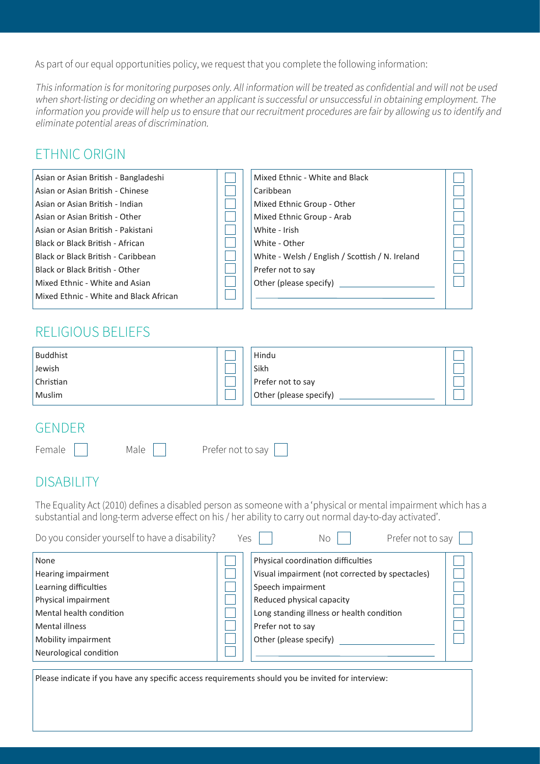As part of our equal opportunities policy, we request that you complete the following information:

*This information is for monitoring purposes only. All information will be treated as confidential and will not be used when short-listing or deciding on whether an applicant is successful or unsuccessful in obtaining employment. The information you provide will help us to ensure that our recruitment procedures are fair by allowing us to identify and eliminate potential areas of discrimination.*

## ETHNIC ORIGIN

| | | | |
|---|---|---|---|
| Asian or Asian British - Bangladeshi | ☐ | Mixed Ethnic - White and Black Caribbean | ☐ |
| Asian or Asian British - Chinese | ☐ | Mixed Ethnic Group - Other | ☐ |
| Asian or Asian British - Indian | ☐ | Mixed Ethnic Group - Arab | ☐ |
| Asian or Asian British - Other | ☐ | White - Irish | ☐ |
| Asian or Asian British - Pakistani | ☐ | White - Other | ☐ |
| Black or Black British - African | ☐ | White - Welsh / English / Scottish / N. Ireland | ☐ |
| Black or Black British - Caribbean | ☐ | Prefer not to say | ☐ |
| Black or Black British - Other | ☐ | Other (please specify) ____________ | ☐ |
| Mixed Ethnic - White and Asian | ☐ | | |
| Mixed Ethnic - White and Black African | ☐ | | |

## RELIGIOUS BELIEFS

| | | | |
|---|---|---|---|
| Buddhist | ☐ | Hindu | ☐ |
| Jewish | ☐ | Sikh | ☐ |
| Christian | ☐ | Prefer not to say | ☐ |
| Muslim | ☐ | Other (please specify) ____________ | ☐ |

## GENDER

Female ☐ Male ☐ Prefer not to say ☐

## DISABILITY

The Equality Act (2010) defines a disabled person as someone with a 'physical or mental impairment which has a substantial and long-term adverse effect on his / her ability to carry out normal day-to-day activated'.

Do you consider yourself to have a disability? Yes ☐ No ☐ Prefer not to say ☐

| | | | |
|---|---|---|---|
| None | ☐ | Physical coordination difficulties | ☐ |
| Hearing impairment | ☐ | Visual impairment (not corrected by spectacles) | ☐ |
| Learning difficulties | ☐ | Speech impairment | ☐ |
| Physical impairment | ☐ | Reduced physical capacity | ☐ |
| Mental health condition | ☐ | Long standing illness or health condition | ☐ |
| Mental illness | ☐ | Prefer not to say | ☐ |
| Mobility impairment | ☐ | Other (please specify) ____________ | ☐ |
| Neurological condition | ☐ | | |

Please indicate if you have any specific access requirements should you be invited for interview: